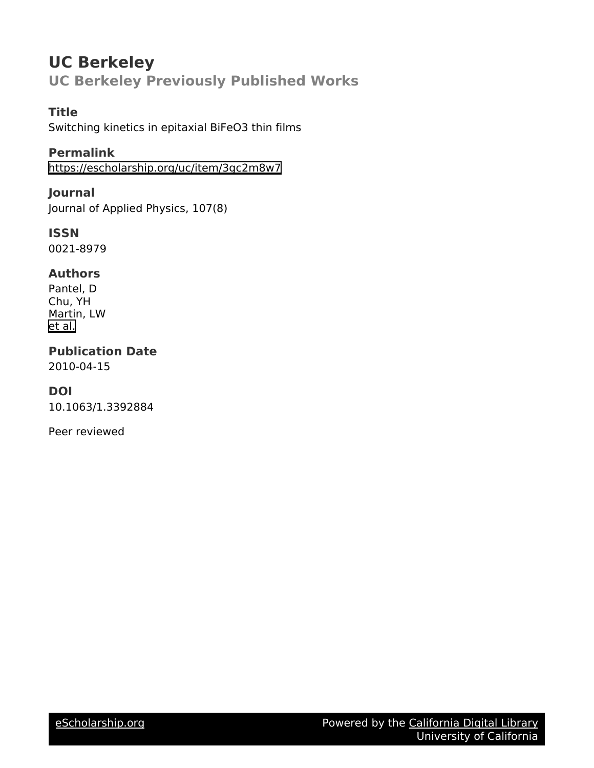# UC Berkeley

## UC Berkeley Previously Published Works

### Title

Switching kinetics in epitaxial BiFeO3 thin films

### Permalink

https://escholarship.org/uc/item/3gc2m8w7

### Journal

Journal of Applied Physics, 107(8)

### ISSN

0021-8979

### Authors

Pantel, D
Chu, YH
Martin, LW
et al.

### Publication Date

2010-04-15

### DOI

10.1063/1.3392884

Peer reviewed

eScholarship.org | Powered by the California Digital Library, University of California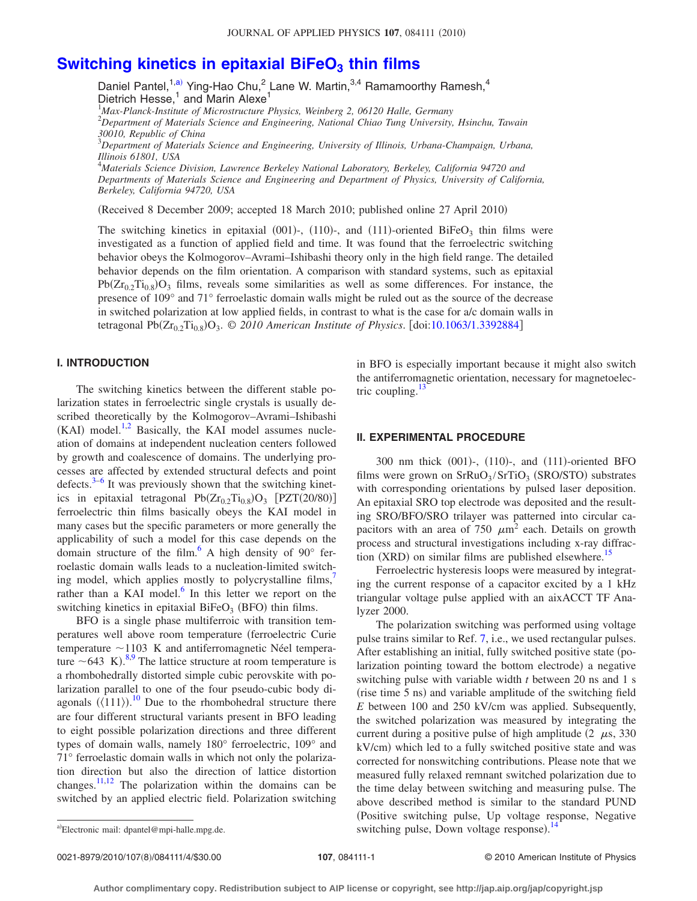# Switching kinetics in epitaxial $BiFeO_3$ thin films

Daniel Pantel,[1,a)] Ying-Hao Chu,[2] Lane W. Martin,[3,4] Ramamoorthy Ramesh,[4] Dietrich Hesse,[1] and Marin Alexe[1]

[1]*Max-Planck-Institute of Microstructure Physics, Weinberg 2, 06120 Halle, Germany*
[2]*Department of Materials Science and Engineering, National Chiao Tung University, Hsinchu, Tawain 30010, Republic of China*
[3]*Department of Materials Science and Engineering, University of Illinois, Urbana-Champaign, Urbana, Illinois 61801, USA*
[4]*Materials Science Division, Lawrence Berkeley National Laboratory, Berkeley, California 94720 and Departments of Materials Science and Engineering and Department of Physics, University of California, Berkeley, California 94720, USA*

(Received 8 December 2009; accepted 18 March 2010; published online 27 April 2010)

The switching kinetics in epitaxial (001)-, (110)-, and (111)-oriented $BiFeO_3$ thin films were investigated as a function of applied field and time. It was found that the ferroelectric switching behavior obeys the Kolmogorov–Avrami–Ishibashi theory only in the high field range. The detailed behavior depends on the film orientation. A comparison with standard systems, such as epitaxial $Pb(Zr_{0.2}Ti_{0.8})O_3$ films, reveals some similarities as well as some differences. For instance, the presence of 109° and 71° ferroelastic domain walls might be ruled out as the source of the decrease in switched polarization at low applied fields, in contrast to what is the case for a/c domain walls in tetragonal $Pb(Zr_{0.2}Ti_{0.8})O_3$. *© 2010 American Institute of Physics.* [doi:10.1063/1.3392884]

## I. INTRODUCTION

The switching kinetics between the different stable polarization states in ferroelectric single crystals is usually described theoretically by the Kolmogorov–Avrami–Ishibashi (KAI) model.[1,2] Basically, the KAI model assumes nucleation of domains at independent nucleation centers followed by growth and coalescence of domains. The underlying processes are affected by extended structural defects and point defects.[3–6] It was previously shown that the switching kinetics in epitaxial tetragonal $Pb(Zr_{0.2}Ti_{0.8})O_3$ [PZT(20/80)] ferroelectric thin films basically obeys the KAI model in many cases but the specific parameters or more generally the applicability of such a model for this case depends on the domain structure of the film.[6] A high density of 90° ferroelastic domain walls leads to a nucleation-limited switching model, which applies mostly to polycrystalline films,[7] rather than a KAI model.[6] In this letter we report on the switching kinetics in epitaxial $BiFeO_3$ (BFO) thin films.

BFO is a single phase multiferroic with transition temperatures well above room temperature (ferroelectric Curie temperature ~1103 K and antiferromagnetic Néel temperature ~643 K).[8,9] The lattice structure at room temperature is a rhombohedrally distorted simple cubic perovskite with polarization parallel to one of the four pseudo-cubic body diagonals (⟨111⟩).[10] Due to the rhombohedral structure there are four different structural variants present in BFO leading to eight possible polarization directions and three different types of domain walls, namely 180° ferroelectric, 109° and 71° ferroelastic domain walls in which not only the polarization direction but also the direction of lattice distortion changes.[11,12] The polarization within the domains can be switched by an applied electric field. Polarization switching in BFO is especially important because it might also switch the antiferromagnetic orientation, necessary for magnetoelectric coupling.[13]

## II. EXPERIMENTAL PROCEDURE

300 nm thick (001)-, (110)-, and (111)-oriented BFO films were grown on $SrRuO_3/SrTiO_3$ (SRO/STO) substrates with corresponding orientations by pulsed laser deposition. An epitaxial SRO top electrode was deposited and the resulting SRO/BFO/SRO trilayer was patterned into circular capacitors with an area of 750 $\mu m^2$ each. Details on growth process and structural investigations including x-ray diffraction (XRD) on similar films are published elsewhere.[15]

Ferroelectric hysteresis loops were measured by integrating the current response of a capacitor excited by a 1 kHz triangular voltage pulse applied with an aixACCT TF Analyzer 2000.

The polarization switching was performed using voltage pulse trains similar to Ref. 7, i.e., we used rectangular pulses. After establishing an initial, fully switched positive state (polarization pointing toward the bottom electrode) a negative switching pulse with variable width $t$ between 20 ns and 1 s (rise time 5 ns) and variable amplitude of the switching field $E$ between 100 and 250 kV/cm was applied. Subsequently, the switched polarization was measured by integrating the current during a positive pulse of high amplitude (2 $\mu$s, 330 kV/cm) which led to a fully switched positive state and was corrected for nonswitching contributions. Please note that we measured fully relaxed remnant switched polarization due to the time delay between switching and measuring pulse. The above described method is similar to the standard PUND (Positive switching pulse, Up voltage response, Negative switching pulse, Down voltage response).[14]

[a)]Electronic mail: dpantel@mpi-halle.mpg.de.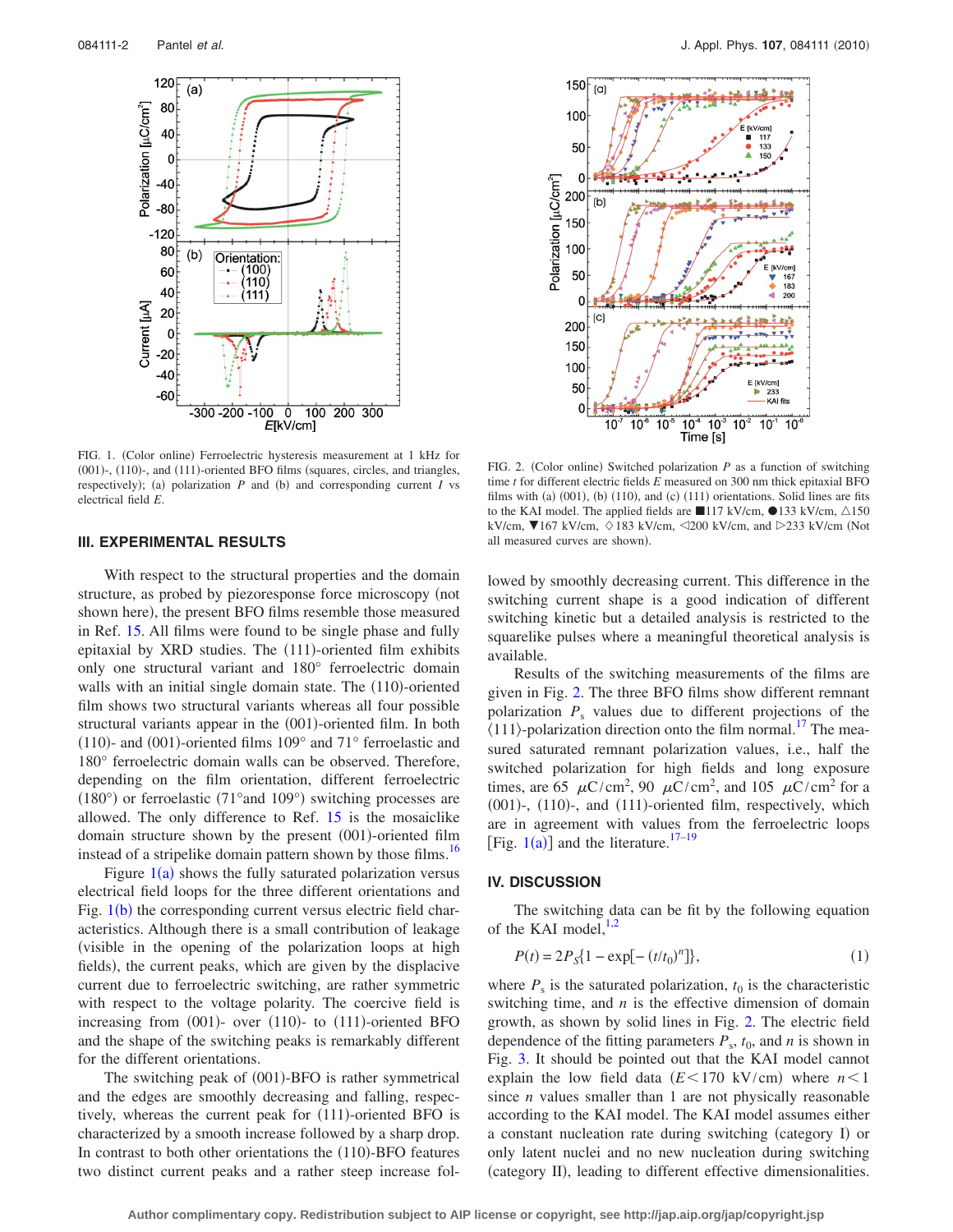FIG. 1. (Color online) Ferroelectric hysteresis measurement at 1 kHz for (001)-, (110)-, and (111)-oriented BFO films (squares, circles, and triangles, respectively); (a) polarization $P$ and (b) and corresponding current $I$ vs electrical field $E$.

FIG. 2. (Color online) Switched polarization $P$ as a function of switching time $t$ for different electric fields $E$ measured on 300 nm thick epitaxial BFO films with (a) (001), (b) (110), and (c) (111) orientations. Solid lines are fits to the KAI model. The applied fields are ■117 kV/cm, ●133 kV/cm, △150 kV/cm, ▼167 kV/cm, ◇183 kV/cm, ◁200 kV/cm, and ▷233 kV/cm (Not all measured curves are shown).

## III. EXPERIMENTAL RESULTS

With respect to the structural properties and the domain structure, as probed by piezoresponse force microscopy (not shown here), the present BFO films resemble those measured in Ref. 15. All films were found to be single phase and fully epitaxial by XRD studies. The (111)-oriented film exhibits only one structural variant and 180° ferroelectric domain walls with an initial single domain state. The (110)-oriented film shows two structural variants whereas all four possible structural variants appear in the (001)-oriented film. In both (110)- and (001)-oriented films 109° and 71° ferroelastic and 180° ferroelectric domain walls can be observed. Therefore, depending on the film orientation, different ferroelectric (180°) or ferroelastic (71°and 109°) switching processes are allowed. The only difference to Ref. 15 is the mosaiclike domain structure shown by the present (001)-oriented film instead of a stripelike domain pattern shown by those films.[16]

Figure 1(a) shows the fully saturated polarization versus electrical field loops for the three different orientations and Fig. 1(b) the corresponding current versus electric field characteristics. Although there is a small contribution of leakage (visible in the opening of the polarization loops at high fields), the current peaks, which are given by the displacive current due to ferroelectric switching, are rather symmetric with respect to the voltage polarity. The coercive field is increasing from (001)- over (110)- to (111)-oriented BFO and the shape of the switching peaks is remarkably different for the different orientations.

The switching peak of (001)-BFO is rather symmetrical and the edges are smoothly decreasing and falling, respectively, whereas the current peak for (111)-oriented BFO is characterized by a smooth increase followed by a sharp drop. In contrast to both other orientations the (110)-BFO features two distinct current peaks and a rather steep increase followed by smoothly decreasing current. This difference in the switching current shape is a good indication of different switching kinetic but a detailed analysis is restricted to the squarelike pulses where a meaningful theoretical analysis is available.

Results of the switching measurements of the films are given in Fig. 2. The three BFO films show different remnant polarization $P_s$ values due to different projections of the ⟨111⟩-polarization direction onto the film normal.[17] The measured saturated remnant polarization values, i.e., half the switched polarization for high fields and long exposure times, are 65 $\mu C/cm^2$, 90 $\mu C/cm^2$, and 105 $\mu C/cm^2$ for a (001)-, (110)-, and (111)-oriented film, respectively, which are in agreement with values from the ferroelectric loops [Fig. 1(a)] and the literature.[17–19]

## IV. DISCUSSION

The switching data can be fit by the following equation of the KAI model,[1,2]

$$P(t) = 2P_S\{1 - \exp[-(t/t_0)^n]\}, \tag{1}$$

where $P_s$ is the saturated polarization, $t_0$ is the characteristic switching time, and $n$ is the effective dimension of domain growth, as shown by solid lines in Fig. 2. The electric field dependence of the fitting parameters $P_s$, $t_0$, and $n$ is shown in Fig. 3. It should be pointed out that the KAI model cannot explain the low field data ($E < 170$ kV/cm) where $n < 1$ since $n$ values smaller than 1 are not physically reasonable according to the KAI model. The KAI model assumes either a constant nucleation rate during switching (category I) or only latent nuclei and no new nucleation during switching (category II), leading to different effective dimensionalities.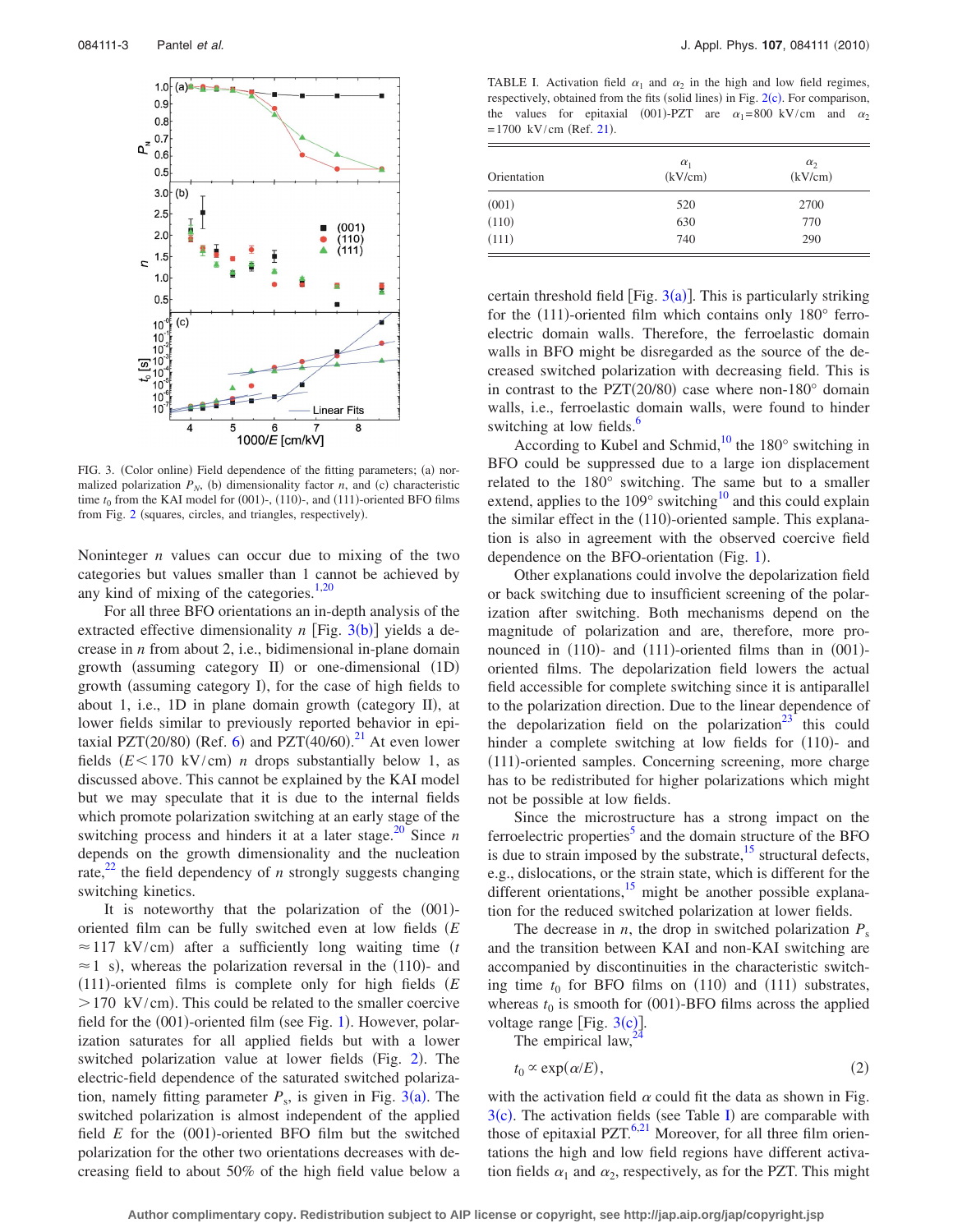FIG. 3. (Color online) Field dependence of the fitting parameters; (a) normalized polarization $P_N$, (b) dimensionality factor $n$, and (c) characteristic time $t_0$ from the KAI model for (001)-, (110)-, and (111)-oriented BFO films from Fig. 2 (squares, circles, and triangles, respectively).

Noninteger $n$ values can occur due to mixing of the two categories but values smaller than 1 cannot be achieved by any kind of mixing of the categories.[1,20]

For all three BFO orientations an in-depth analysis of the extracted effective dimensionality $n$ [Fig. 3(b)] yields a decrease in $n$ from about 2, i.e., bidimensional in-plane domain growth (assuming category II) or one-dimensional (1D) growth (assuming category I), for the case of high fields to about 1, i.e., 1D in plane domain growth (category II), at lower fields similar to previously reported behavior in epitaxial PZT(20/80) (Ref. 6) and PZT(40/60).[21] At even lower fields ($E<170$ kV/cm) $n$ drops substantially below 1, as discussed above. This cannot be explained by the KAI model but we may speculate that it is due to the internal fields which promote polarization switching at an early stage of the switching process and hinders it at a later stage.[20] Since $n$ depends on the growth dimensionality and the nucleation rate,[22] the field dependency of $n$ strongly suggests changing switching kinetics.

It is noteworthy that the polarization of the (001)-oriented film can be fully switched even at low fields ($E \approx 117$ kV/cm) after a sufficiently long waiting time ($t \approx 1$ s), whereas the polarization reversal in the (110)- and (111)-oriented films is complete only for high fields ($E > 170$ kV/cm). This could be related to the smaller coercive field for the (001)-oriented film (see Fig. 1). However, polarization saturates for all applied fields but with a lower switched polarization value at lower fields (Fig. 2). The electric-field dependence of the saturated switched polarization, namely fitting parameter $P_s$, is given in Fig. 3(a). The switched polarization is almost independent of the applied field $E$ for the (001)-oriented BFO film but the switched polarization for the other two orientations decreases with decreasing field to about 50% of the high field value below a certain threshold field [Fig. 3(a)]. This is particularly striking for the (111)-oriented film which contains only 180° ferroelectric domain walls. Therefore, the ferroelastic domain walls in BFO might be disregarded as the source of the decreased switched polarization with decreasing field. This is in contrast to the PZT(20/80) case where non-180° domain walls, i.e., ferroelastic domain walls, were found to hinder switching at low fields.[6]

TABLE I. Activation field $\alpha_1$ and $\alpha_2$ in the high and low field regimes, respectively, obtained from the fits (solid lines) in Fig. 2(c). For comparison, the values for epitaxial (001)-PZT are $\alpha_1=800$ kV/cm and $\alpha_2=1700$ kV/cm (Ref. 21).

| Orientation | $\alpha_1$ (kV/cm) | $\alpha_2$ (kV/cm) |
|---|---|---|
| (001) | 520 | 2700 |
| (110) | 630 | 770 |
| (111) | 740 | 290 |

According to Kubel and Schmid,[10] the 180° switching in BFO could be suppressed due to a large ion displacement related to the 180° switching. The same but to a smaller extend, applies to the 109° switching[10] and this could explain the similar effect in the (110)-oriented sample. This explanation is also in agreement with the observed coercive field dependence on the BFO-orientation (Fig. 1).

Other explanations could involve the depolarization field or back switching due to insufficient screening of the polarization after switching. Both mechanisms depend on the magnitude of polarization and are, therefore, more pronounced in (110)- and (111)-oriented films than in (001)-oriented films. The depolarization field lowers the actual field accessible for complete switching since it is antiparallel to the polarization direction. Due to the linear dependence of the depolarization field on the polarization[23] this could hinder a complete switching at low fields for (110)- and (111)-oriented samples. Concerning screening, more charge has to be redistributed for higher polarizations which might not be possible at low fields.

Since the microstructure has a strong impact on the ferroelectric properties[5] and the domain structure of the BFO is due to strain imposed by the substrate,[15] structural defects, e.g., dislocations, or the strain state, which is different for the different orientations,[15] might be another possible explanation for the reduced switched polarization at lower fields.

The decrease in $n$, the drop in switched polarization $P_s$ and the transition between KAI and non-KAI switching are accompanied by discontinuities in the characteristic switching time $t_0$ for BFO films on (110) and (111) substrates, whereas $t_0$ is smooth for (001)-BFO films across the applied voltage range [Fig. 3(c)].

The empirical law,[24]

$$t_0 \propto \exp(\alpha/E), \tag{2}$$

with the activation field $\alpha$ could fit the data as shown in Fig. 3(c). The activation fields (see Table I) are comparable with those of epitaxial PZT.[6,21] Moreover, for all three film orientations the high and low field regions have different activation fields $\alpha_1$ and $\alpha_2$, respectively, as for the PZT. This might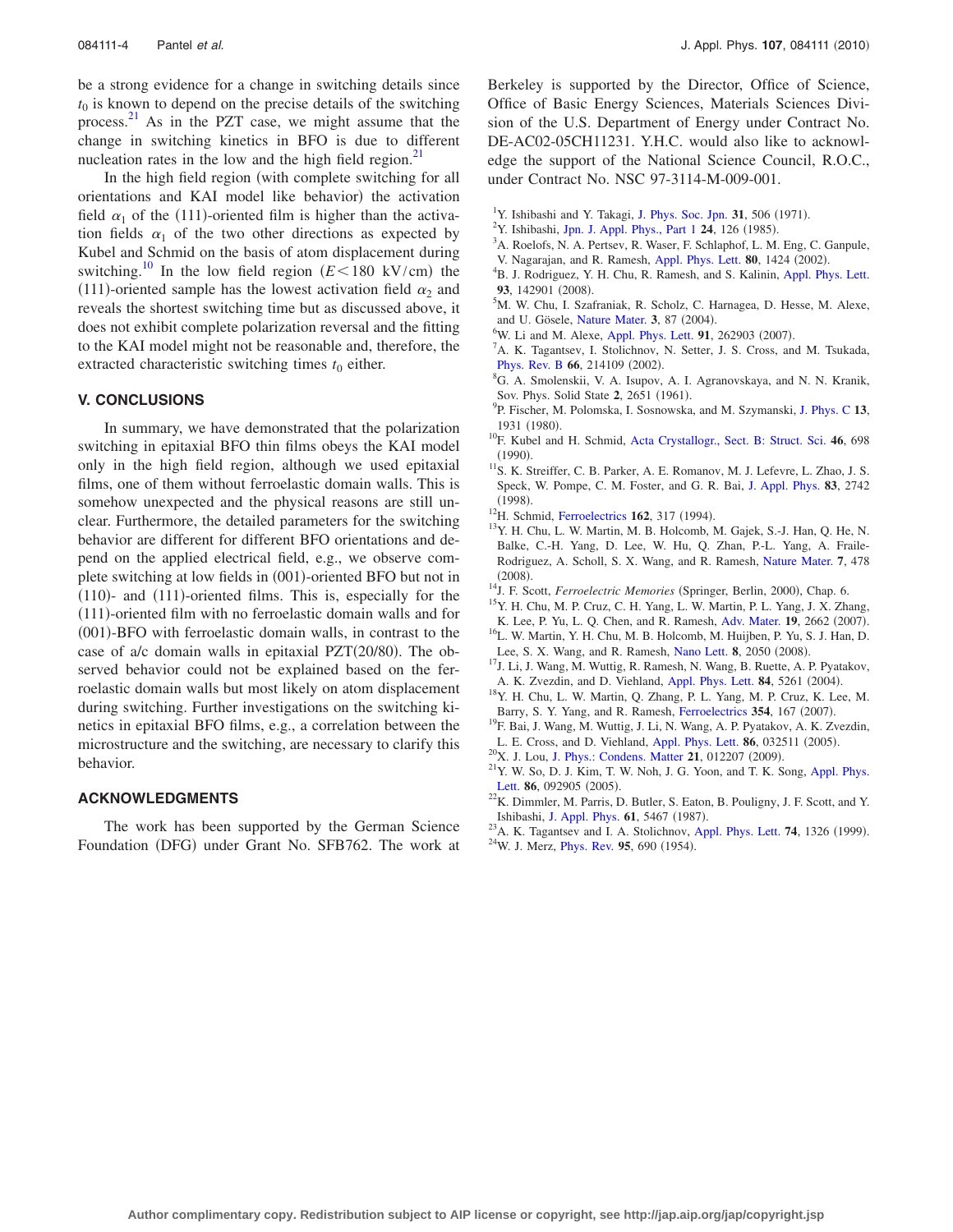be a strong evidence for a change in switching details since $t_0$ is known to depend on the precise details of the switching process.[21] As in the PZT case, we might assume that the change in switching kinetics in BFO is due to different nucleation rates in the low and the high field region.[21]

In the high field region (with complete switching for all orientations and KAI model like behavior) the activation field $\alpha_1$ of the (111)-oriented film is higher than the activation fields $\alpha_1$ of the two other directions as expected by Kubel and Schmid on the basis of atom displacement during switching.[10] In the low field region ($E < 180$ kV/cm) the (111)-oriented sample has the lowest activation field $\alpha_2$ and reveals the shortest switching time but as discussed above, it does not exhibit complete polarization reversal and the fitting to the KAI model might not be reasonable and, therefore, the extracted characteristic switching times $t_0$ either.

## V. CONCLUSIONS

In summary, we have demonstrated that the polarization switching in epitaxial BFO thin films obeys the KAI model only in the high field region, although we used epitaxial films, one of them without ferroelastic domain walls. This is somehow unexpected and the physical reasons are still unclear. Furthermore, the detailed parameters for the switching behavior are different for different BFO orientations and depend on the applied electrical field, e.g., we observe complete switching at low fields in (001)-oriented BFO but not in (110)- and (111)-oriented films. This is, especially for the (111)-oriented film with no ferroelastic domain walls and for (001)-BFO with ferroelastic domain walls, in contrast to the case of a/c domain walls in epitaxial PZT(20/80). The observed behavior could not be explained based on the ferroelastic domain walls but most likely on atom displacement during switching. Further investigations on the switching kinetics in epitaxial BFO films, e.g., a correlation between the microstructure and the switching, are necessary to clarify this behavior.

## ACKNOWLEDGMENTS

The work has been supported by the German Science Foundation (DFG) under Grant No. SFB762. The work at Berkeley is supported by the Director, Office of Science, Office of Basic Energy Sciences, Materials Sciences Division of the U.S. Department of Energy under Contract No. DE-AC02-05CH11231. Y.H.C. would also like to acknowledge the support of the National Science Council, R.O.C., under Contract No. NSC 97-3114-M-009-001.

[1] Y. Ishibashi and Y. Takagi, J. Phys. Soc. Jpn. **31**, 506 (1971).
[2] Y. Ishibashi, Jpn. J. Appl. Phys., Part 1 **24**, 126 (1985).
[3] A. Roelofs, N. A. Pertsev, R. Waser, F. Schlaphof, L. M. Eng, C. Ganpule, V. Nagarajan, and R. Ramesh, Appl. Phys. Lett. **80**, 1424 (2002).
[4] B. J. Rodriguez, Y. H. Chu, R. Ramesh, and S. Kalinin, Appl. Phys. Lett. **93**, 142901 (2008).
[5] M. W. Chu, I. Szafraniak, R. Scholz, C. Harnagea, D. Hesse, M. Alexe, and U. Gösele, Nature Mater. **3**, 87 (2004).
[6] W. Li and M. Alexe, Appl. Phys. Lett. **91**, 262903 (2007).
[7] A. K. Tagantsev, I. Stolichnov, N. Setter, J. S. Cross, and M. Tsukada, Phys. Rev. B **66**, 214109 (2002).
[8] G. A. Smolenskii, V. A. Isupov, A. I. Agranovskaya, and N. N. Kranik, Sov. Phys. Solid State **2**, 2651 (1961).
[9] P. Fischer, M. Polomska, I. Sosnowska, and M. Szymanski, J. Phys. C **13**, 1931 (1980).
[10] F. Kubel and H. Schmid, Acta Crystallogr., Sect. B: Struct. Sci. **46**, 698 (1990).
[11] S. K. Streiffer, C. B. Parker, A. E. Romanov, M. J. Lefevre, L. Zhao, J. S. Speck, W. Pompe, C. M. Foster, and G. R. Bai, J. Appl. Phys. **83**, 2742 (1998).
[12] H. Schmid, Ferroelectrics **162**, 317 (1994).
[13] Y. H. Chu, L. W. Martin, M. B. Holcomb, M. Gajek, S.-J. Han, Q. He, N. Balke, C.-H. Yang, D. Lee, W. Hu, Q. Zhan, P.-L. Yang, A. Fraile-Rodriguez, A. Scholl, S. X. Wang, and R. Ramesh, Nature Mater. **7**, 478 (2008).
[14] J. F. Scott, *Ferroelectric Memories* (Springer, Berlin, 2000), Chap. 6.
[15] Y. H. Chu, M. P. Cruz, C. H. Yang, L. W. Martin, P. L. Yang, J. X. Zhang, K. Lee, P. Yu, L. Q. Chen, and R. Ramesh, Adv. Mater. **19**, 2662 (2007).
[16] L. W. Martin, Y. H. Chu, M. B. Holcomb, M. Huijben, P. Yu, S. J. Han, D. Lee, S. X. Wang, and R. Ramesh, Nano Lett. **8**, 2050 (2008).
[17] J. Li, J. Wang, M. Wuttig, R. Ramesh, N. Wang, B. Ruette, A. P. Pyatakov, A. K. Zvezdin, and D. Viehland, Appl. Phys. Lett. **84**, 5261 (2004).
[18] Y. H. Chu, L. W. Martin, Q. Zhang, P. L. Yang, M. P. Cruz, K. Lee, M. Barry, S. Y. Yang, and R. Ramesh, Ferroelectrics **354**, 167 (2007).
[19] F. Bai, J. Wang, M. Wuttig, J. Li, N. Wang, A. P. Pyatakov, A. K. Zvezdin, L. E. Cross, and D. Viehland, Appl. Phys. Lett. **86**, 032511 (2005).
[20] X. J. Lou, J. Phys.: Condens. Matter **21**, 012207 (2009).
[21] Y. W. So, D. J. Kim, T. W. Noh, J. G. Yoon, and T. K. Song, Appl. Phys. Lett. **86**, 092905 (2005).
[22] K. Dimmler, M. Parris, D. Butler, S. Eaton, B. Pouligny, J. F. Scott, and Y. Ishibashi, J. Appl. Phys. **61**, 5467 (1987).
[23] A. K. Tagantsev and I. A. Stolichnov, Appl. Phys. Lett. **74**, 1326 (1999).
[24] W. J. Merz, Phys. Rev. **95**, 690 (1954).